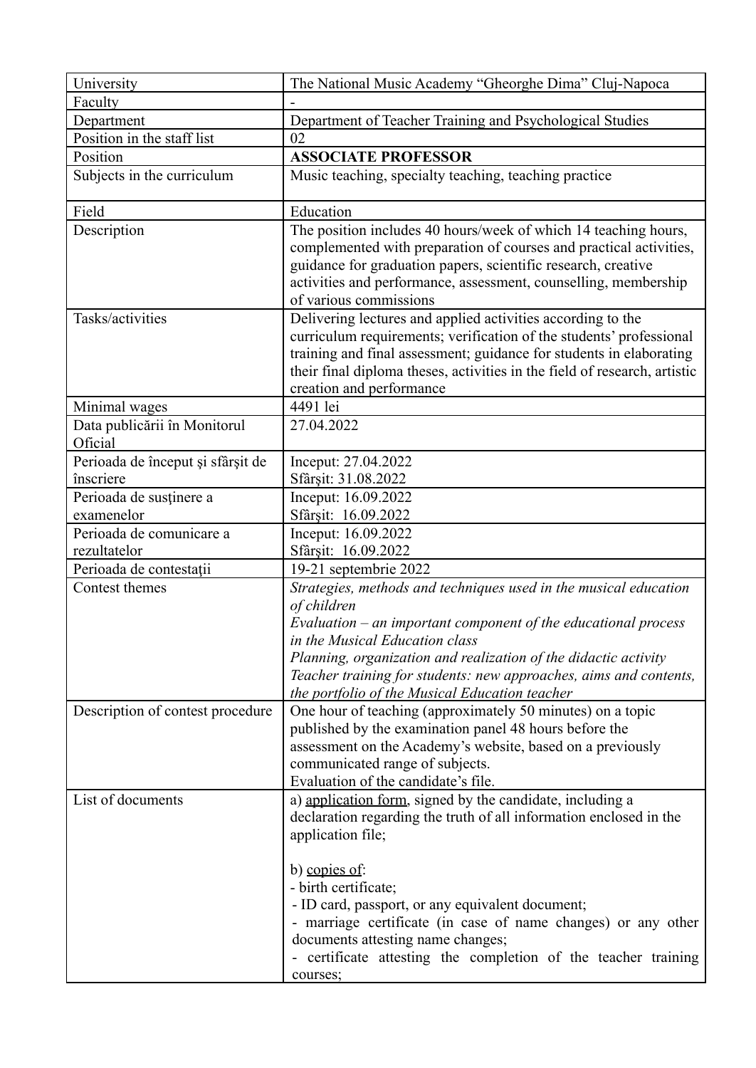| University | The National Music Academy “Gheorghe Dima” Cluj-Napoca |
|---|---|
| Faculty | - |
| Department | Department of Teacher Training and Psychological Studies |
| Position in the staff list | 02 |
| Position | **ASSOCIATE PROFESSOR** |
| Subjects in the curriculum | Music teaching, specialty teaching, teaching practice |
| Field | Education |
| Description | The position includes 40 hours/week of which 14 teaching hours, complemented with preparation of courses and practical activities, guidance for graduation papers, scientific research, creative activities and performance, assessment, counselling, membership of various commissions |
| Tasks/activities | Delivering lectures and applied activities according to the curriculum requirements; verification of the students’ professional training and final assessment; guidance for students in elaborating their final diploma theses, activities in the field of research, artistic creation and performance |
| Minimal wages | 4491 lei |
| Data publicării în Monitorul Oficial | 27.04.2022 |
| Perioada de început şi sfârşit de înscriere | Inceput: 27.04.2022<br>Sfârşit: 31.08.2022 |
| Perioada de susținere a examenelor | Inceput: 16.09.2022<br>Sfârşit: 16.09.2022 |
| Perioada de comunicare a rezultatelor | Inceput: 16.09.2022<br>Sfârşit: 16.09.2022 |
| Perioada de contestații | 19-21 septembrie 2022 |
| Contest themes | *Strategies, methods and techniques used in the musical education of children*<br>*Evaluation – an important component of the educational process in the Musical Education class*<br>*Planning, organization and realization of the didactic activity*<br>*Teacher training for students: new approaches, aims and contents, the portfolio of the Musical Education teacher* |
| Description of contest procedure | One hour of teaching (approximately 50 minutes) on a topic published by the examination panel 48 hours before the assessment on the Academy’s website, based on a previously communicated range of subjects.<br>Evaluation of the candidate’s file. |
| List of documents | a) application form, signed by the candidate, including a declaration regarding the truth of all information enclosed in the application file;<br><br>b) copies of:<br>- birth certificate;<br>- ID card, passport, or any equivalent document;<br>- marriage certificate (in case of name changes) or any other documents attesting name changes;<br>- certificate attesting the completion of the teacher training courses; |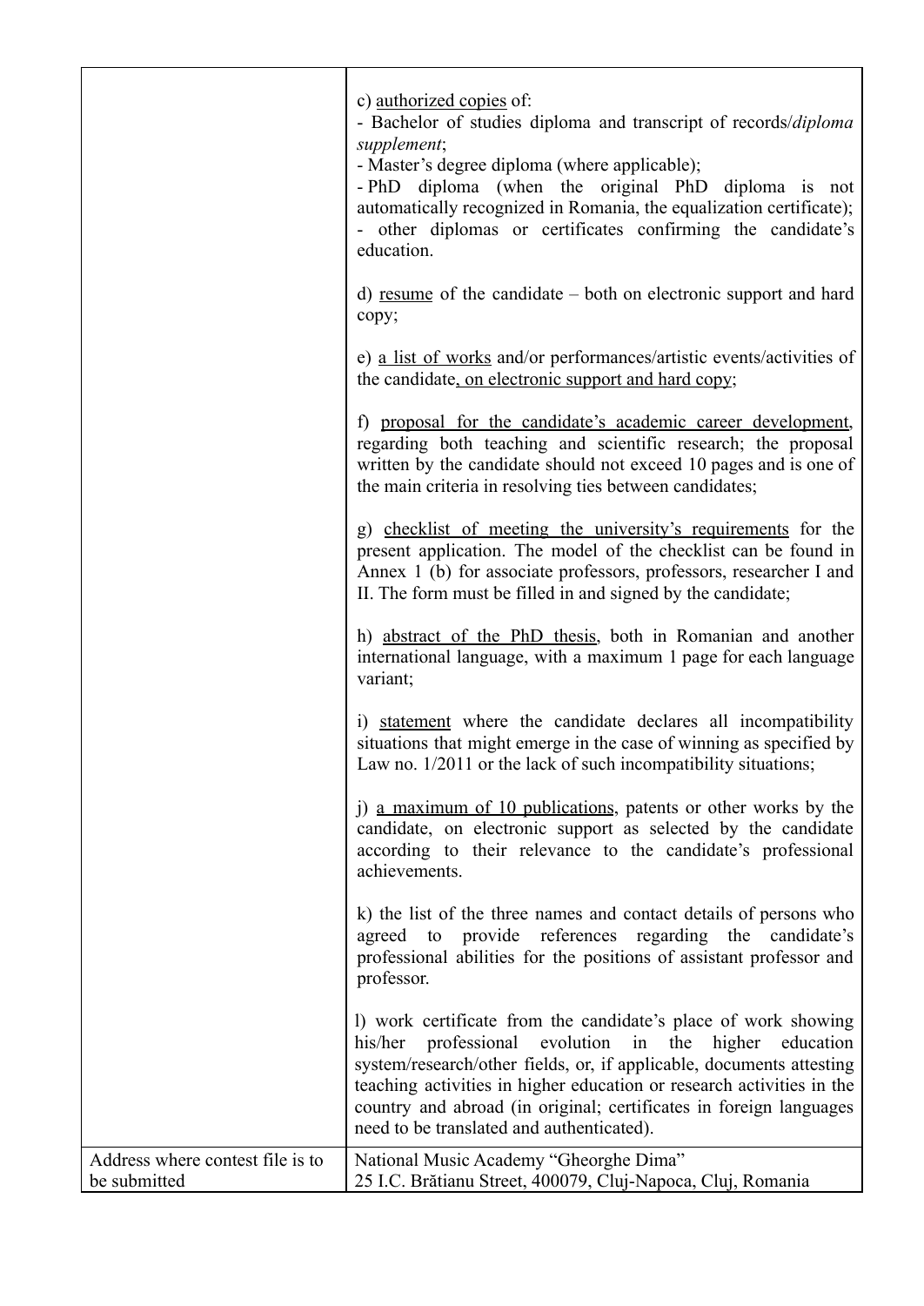| | |
|---|---|
| | c) <u>authorized copies</u> of:<br>- Bachelor of studies diploma and transcript of records/*diploma supplement*;<br>- Master's degree diploma (where applicable);<br>- PhD diploma (when the original PhD diploma is not automatically recognized in Romania, the equalization certificate);<br>- other diplomas or certificates confirming the candidate's education.<br><br>d) <u>resume</u> of the candidate – both on electronic support and hard copy;<br><br>e) <u>a list of works</u> and/or performances/artistic events/activities of the candidate<u>, on electronic support and hard copy</u>;<br><br>f) <u>proposal for the candidate's academic career development</u>, regarding both teaching and scientific research; the proposal written by the candidate should not exceed 10 pages and is one of the main criteria in resolving ties between candidates;<br><br>g) <u>checklist of meeting the university's requirements</u> for the present application. The model of the checklist can be found in Annex 1 (b) for associate professors, professors, researcher I and II. The form must be filled in and signed by the candidate;<br><br>h) <u>abstract of the PhD thesis</u>, both in Romanian and another international language, with a maximum 1 page for each language variant;<br><br>i) <u>statement</u> where the candidate declares all incompatibility situations that might emerge in the case of winning as specified by Law no. 1/2011 or the lack of such incompatibility situations;<br><br>j) <u>a maximum of 10 publications</u>, patents or other works by the candidate, on electronic support as selected by the candidate according to their relevance to the candidate's professional achievements.<br><br>k) the list of the three names and contact details of persons who agreed to provide references regarding the candidate's professional abilities for the positions of assistant professor and professor.<br><br>l) work certificate from the candidate's place of work showing his/her professional evolution in the higher education system/research/other fields, or, if applicable, documents attesting teaching activities in higher education or research activities in the country and abroad (in original; certificates in foreign languages need to be translated and authenticated). |
| Address where contest file is to be submitted | National Music Academy "Gheorghe Dima"<br>25 I.C. Brătianu Street, 400079, Cluj-Napoca, Cluj, Romania |